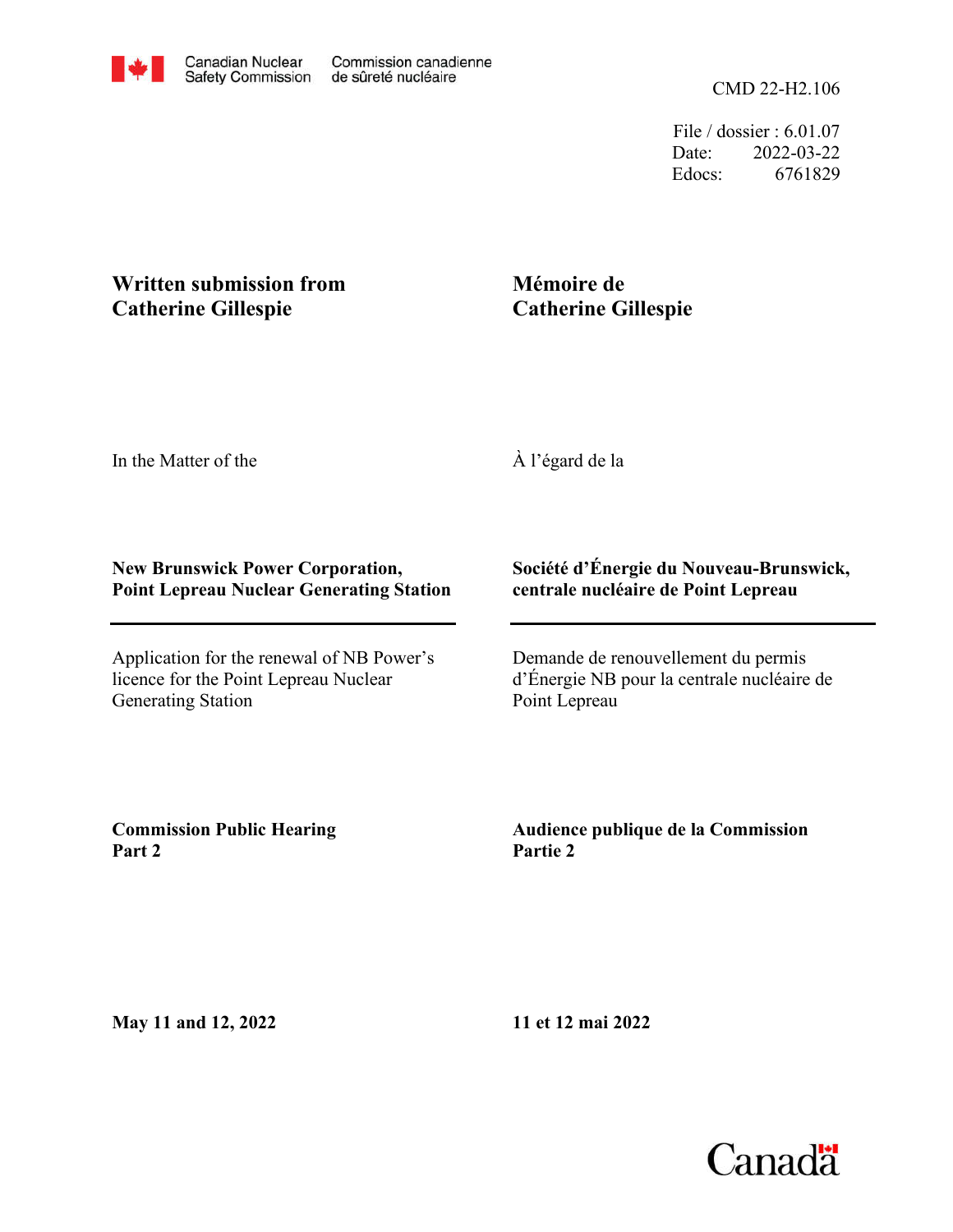Canadian Nuclear Safety Commission | Commission canadienne de sûreté nucléaire

CMD 22-H2.106

File / dossier : 6.01.07
Date: 2022-03-22
Edocs: 6761829

**Written submission from Catherine Gillespie**

**Mémoire de Catherine Gillespie**

In the Matter of the

À l'égard de la

**New Brunswick Power Corporation, Point Lepreau Nuclear Generating Station**

**Société d'Énergie du Nouveau-Brunswick, centrale nucléaire de Point Lepreau**

Application for the renewal of NB Power's licence for the Point Lepreau Nuclear Generating Station

Demande de renouvellement du permis d'Énergie NB pour la centrale nucléaire de Point Lepreau

**Commission Public Hearing Part 2**

**Audience publique de la Commission Partie 2**

**May 11 and 12, 2022**

**11 et 12 mai 2022**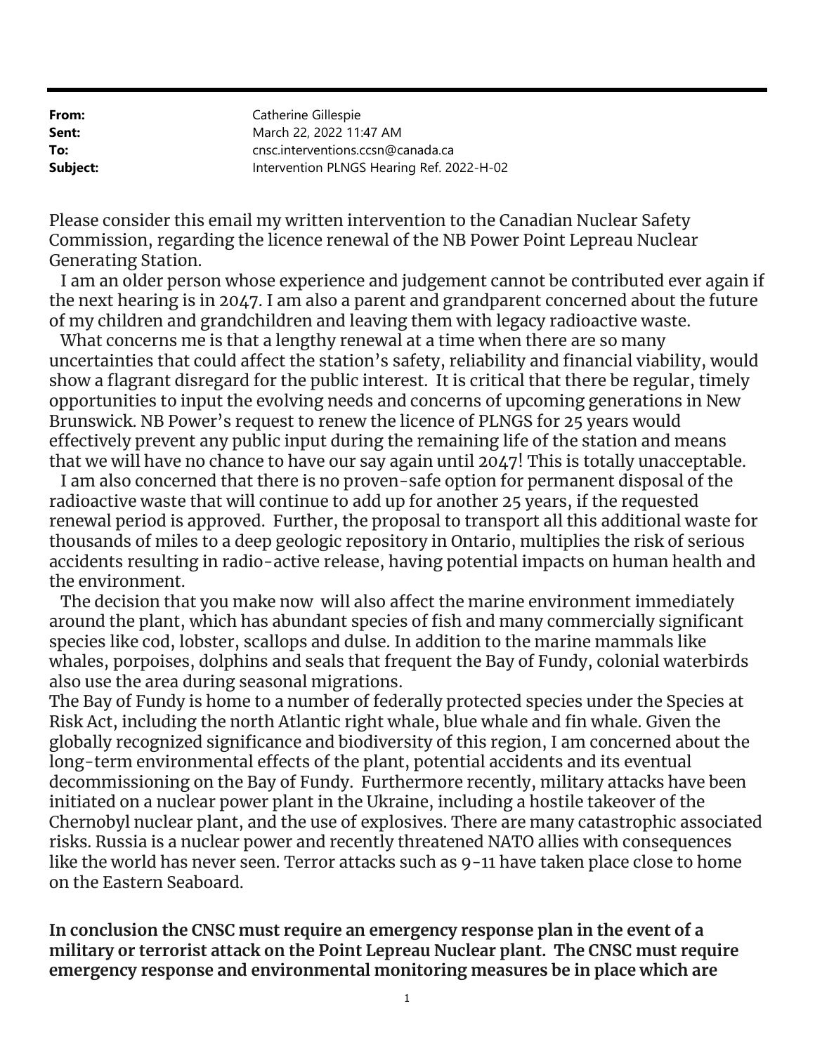| | |
|---|---|
| **From:** | Catherine Gillespie |
| **Sent:** | March 22, 2022 11:47 AM |
| **To:** | cnsc.interventions.ccsn@canada.ca |
| **Subject:** | Intervention PLNGS Hearing Ref. 2022-H-02 |

Please consider this email my written intervention to the Canadian Nuclear Safety Commission, regarding the licence renewal of the NB Power Point Lepreau Nuclear Generating Station.

I am an older person whose experience and judgement cannot be contributed ever again if the next hearing is in 2047. I am also a parent and grandparent concerned about the future of my children and grandchildren and leaving them with legacy radioactive waste.

What concerns me is that a lengthy renewal at a time when there are so many uncertainties that could affect the station's safety, reliability and financial viability, would show a flagrant disregard for the public interest. It is critical that there be regular, timely opportunities to input the evolving needs and concerns of upcoming generations in New Brunswick. NB Power's request to renew the licence of PLNGS for 25 years would effectively prevent any public input during the remaining life of the station and means that we will have no chance to have our say again until 2047! This is totally unacceptable.

I am also concerned that there is no proven-safe option for permanent disposal of the radioactive waste that will continue to add up for another 25 years, if the requested renewal period is approved. Further, the proposal to transport all this additional waste for thousands of miles to a deep geologic repository in Ontario, multiplies the risk of serious accidents resulting in radio-active release, having potential impacts on human health and the environment.

The decision that you make now will also affect the marine environment immediately around the plant, which has abundant species of fish and many commercially significant species like cod, lobster, scallops and dulse. In addition to the marine mammals like whales, porpoises, dolphins and seals that frequent the Bay of Fundy, colonial waterbirds also use the area during seasonal migrations.

The Bay of Fundy is home to a number of federally protected species under the Species at Risk Act, including the north Atlantic right whale, blue whale and fin whale. Given the globally recognized significance and biodiversity of this region, I am concerned about the long-term environmental effects of the plant, potential accidents and its eventual decommissioning on the Bay of Fundy. Furthermore recently, military attacks have been initiated on a nuclear power plant in the Ukraine, including a hostile takeover of the Chernobyl nuclear plant, and the use of explosives. There are many catastrophic associated risks. Russia is a nuclear power and recently threatened NATO allies with consequences like the world has never seen. Terror attacks such as 9-11 have taken place close to home on the Eastern Seaboard.

**In conclusion the CNSC must require an emergency response plan in the event of a military or terrorist attack on the Point Lepreau Nuclear plant. The CNSC must require emergency response and environmental monitoring measures be in place which are**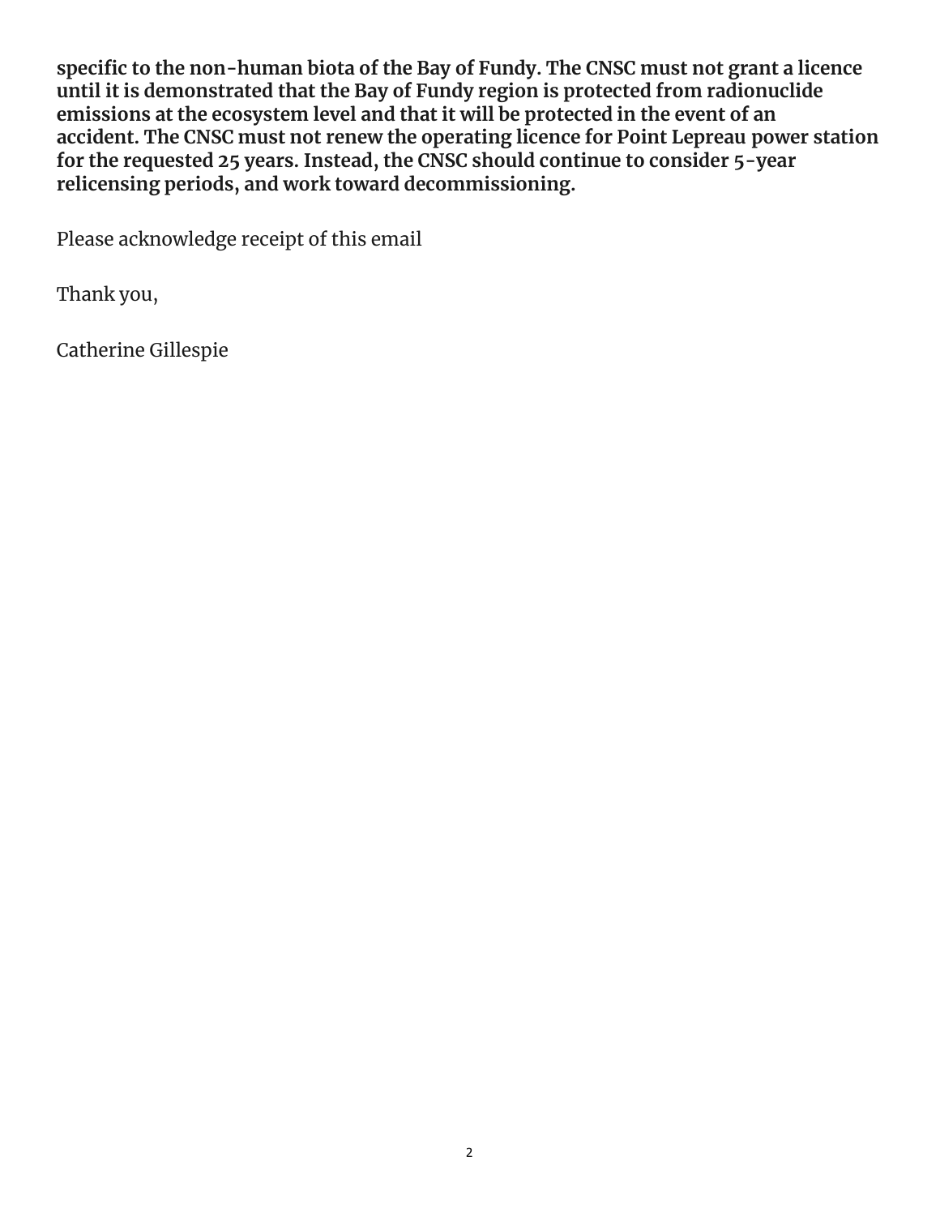**specific to the non-human biota of the Bay of Fundy. The CNSC must not grant a licence until it is demonstrated that the Bay of Fundy region is protected from radionuclide emissions at the ecosystem level and that it will be protected in the event of an accident. The CNSC must not renew the operating licence for Point Lepreau power station for the requested 25 years. Instead, the CNSC should continue to consider 5-year relicensing periods, and work toward decommissioning.**

Please acknowledge receipt of this email

Thank you,

Catherine Gillespie